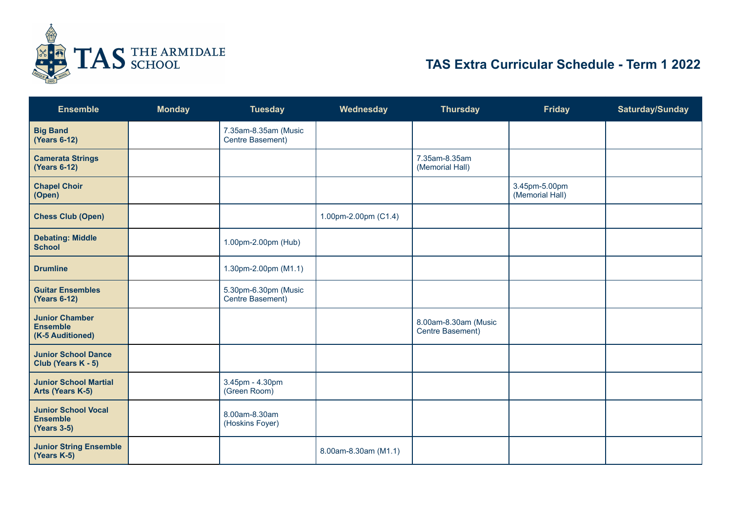TAS THE ARMIDALE SCHOOL

# TAS Extra Curricular Schedule - Term 1 2022

| Ensemble | Monday | Tuesday | Wednesday | Thursday | Friday | Saturday/Sunday |
|---|---|---|---|---|---|---|
| **Big Band (Years 6-12)** | | 7.35am-8.35am (Music Centre Basement) | | | | |
| **Camerata Strings (Years 6-12)** | | | | 7.35am-8.35am (Memorial Hall) | | |
| **Chapel Choir (Open)** | | | | | 3.45pm-5.00pm (Memorial Hall) | |
| **Chess Club (Open)** | | | 1.00pm-2.00pm (C1.4) | | | |
| **Debating: Middle School** | | 1.00pm-2.00pm (Hub) | | | | |
| **Drumline** | | 1.30pm-2.00pm (M1.1) | | | | |
| **Guitar Ensembles (Years 6-12)** | | 5.30pm-6.30pm (Music Centre Basement) | | | | |
| **Junior Chamber Ensemble (K-5 Auditioned)** | | | | 8.00am-8.30am (Music Centre Basement) | | |
| **Junior School Dance Club (Years K - 5)** | | | | | | |
| **Junior School Martial Arts (Years K-5)** | | 3.45pm - 4.30pm (Green Room) | | | | |
| **Junior School Vocal Ensemble (Years 3-5)** | | 8.00am-8.30am (Hoskins Foyer) | | | | |
| **Junior String Ensemble (Years K-5)** | | | 8.00am-8.30am (M1.1) | | | |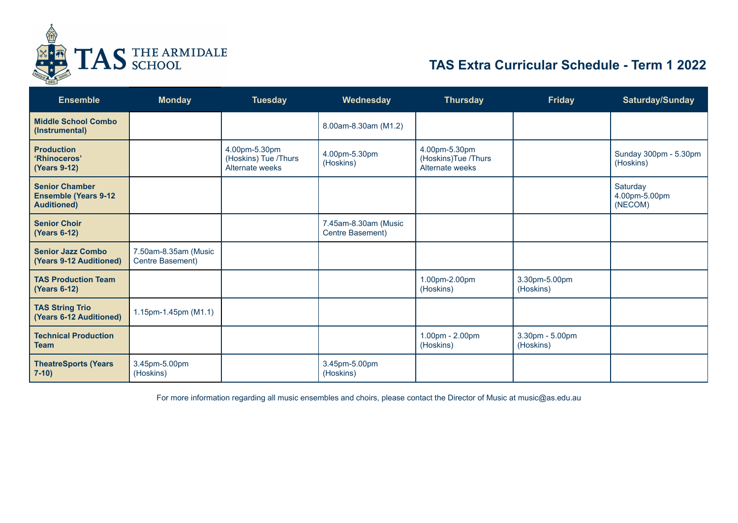TAS THE ARMIDALE SCHOOL

# TAS Extra Curricular Schedule - Term 1 2022

| Ensemble | Monday | Tuesday | Wednesday | Thursday | Friday | Saturday/Sunday |
|---|---|---|---|---|---|---|
| **Middle School Combo (Instrumental)** | | | 8.00am-8.30am (M1.2) | | | |
| **Production 'Rhinoceros' (Years 9-12)** | | 4.00pm-5.30pm (Hoskins) Tue /Thurs Alternate weeks | 4.00pm-5.30pm (Hoskins) | 4.00pm-5.30pm (Hoskins)Tue /Thurs Alternate weeks | | Sunday 300pm - 5.30pm (Hoskins) |
| **Senior Chamber Ensemble (Years 9-12 Auditioned)** | | | | | | Saturday 4.00pm-5.00pm (NECOM) |
| **Senior Choir (Years 6-12)** | | | 7.45am-8.30am (Music Centre Basement) | | | |
| **Senior Jazz Combo (Years 9-12 Auditioned)** | 7.50am-8.35am (Music Centre Basement) | | | | | |
| **TAS Production Team (Years 6-12)** | | | | 1.00pm-2.00pm (Hoskins) | 3.30pm-5.00pm (Hoskins) | |
| **TAS String Trio (Years 6-12 Auditioned)** | 1.15pm-1.45pm (M1.1) | | | | | |
| **Technical Production Team** | | | | 1.00pm - 2.00pm (Hoskins) | 3.30pm - 5.00pm (Hoskins) | |
| **TheatreSports (Years 7-10)** | 3.45pm-5.00pm (Hoskins) | | 3.45pm-5.00pm (Hoskins) | | | |

For more information regarding all music ensembles and choirs, please contact the Director of Music at music@as.edu.au